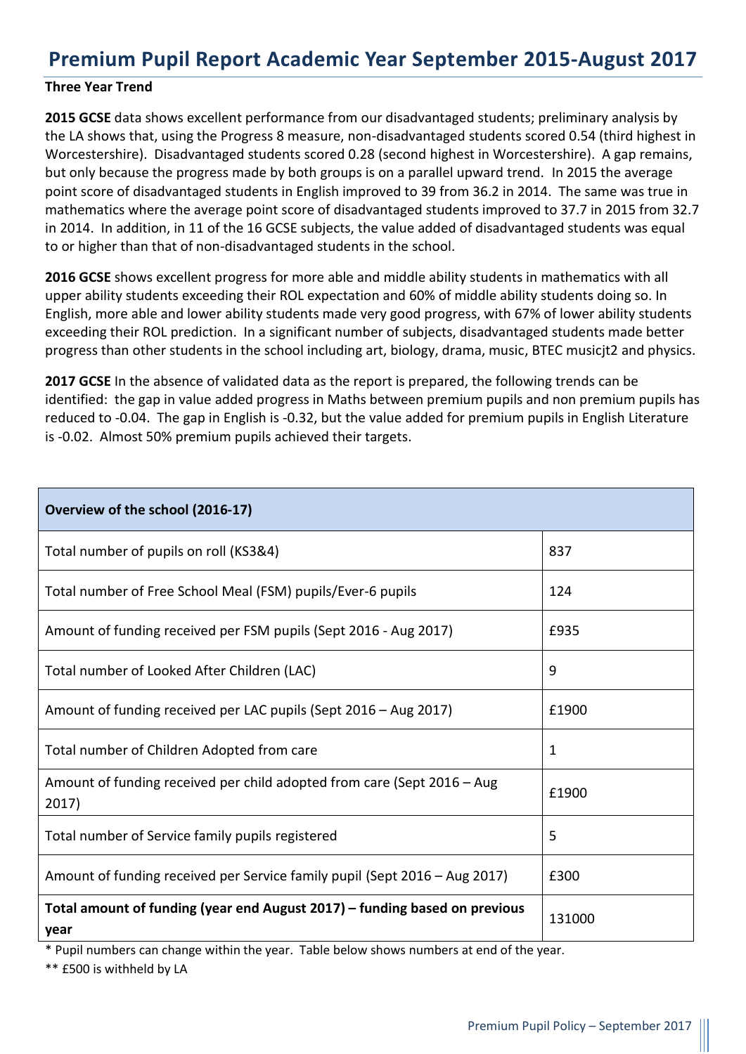# Premium Pupil Report Academic Year September 2015-August 2017

**Three Year Trend**

**2015 GCSE** data shows excellent performance from our disadvantaged students; preliminary analysis by the LA shows that, using the Progress 8 measure, non-disadvantaged students scored 0.54 (third highest in Worcestershire). Disadvantaged students scored 0.28 (second highest in Worcestershire). A gap remains, but only because the progress made by both groups is on a parallel upward trend. In 2015 the average point score of disadvantaged students in English improved to 39 from 36.2 in 2014. The same was true in mathematics where the average point score of disadvantaged students improved to 37.7 in 2015 from 32.7 in 2014. In addition, in 11 of the 16 GCSE subjects, the value added of disadvantaged students was equal to or higher than that of non-disadvantaged students in the school.

**2016 GCSE** shows excellent progress for more able and middle ability students in mathematics with all upper ability students exceeding their ROL expectation and 60% of middle ability students doing so. In English, more able and lower ability students made very good progress, with 67% of lower ability students exceeding their ROL prediction. In a significant number of subjects, disadvantaged students made better progress than other students in the school including art, biology, drama, music, BTEC musicjt2 and physics.

**2017 GCSE** In the absence of validated data as the report is prepared, the following trends can be identified: the gap in value added progress in Maths between premium pupils and non premium pupils has reduced to -0.04. The gap in English is -0.32, but the value added for premium pupils in English Literature is -0.02. Almost 50% premium pupils achieved their targets.

| **Overview of the school (2016-17)** | |
|---|---|
| Total number of pupils on roll (KS3&4) | 837 |
| Total number of Free School Meal (FSM) pupils/Ever-6 pupils | 124 |
| Amount of funding received per FSM pupils (Sept 2016 - Aug 2017) | £935 |
| Total number of Looked After Children (LAC) | 9 |
| Amount of funding received per LAC pupils (Sept 2016 – Aug 2017) | £1900 |
| Total number of Children Adopted from care | 1 |
| Amount of funding received per child adopted from care (Sept 2016 – Aug 2017) | £1900 |
| Total number of Service family pupils registered | 5 |
| Amount of funding received per Service family pupil (Sept 2016 – Aug 2017) | £300 |
| **Total amount of funding (year end August 2017) – funding based on previous year** | 131000 |

* Pupil numbers can change within the year. Table below shows numbers at end of the year.

** £500 is withheld by LA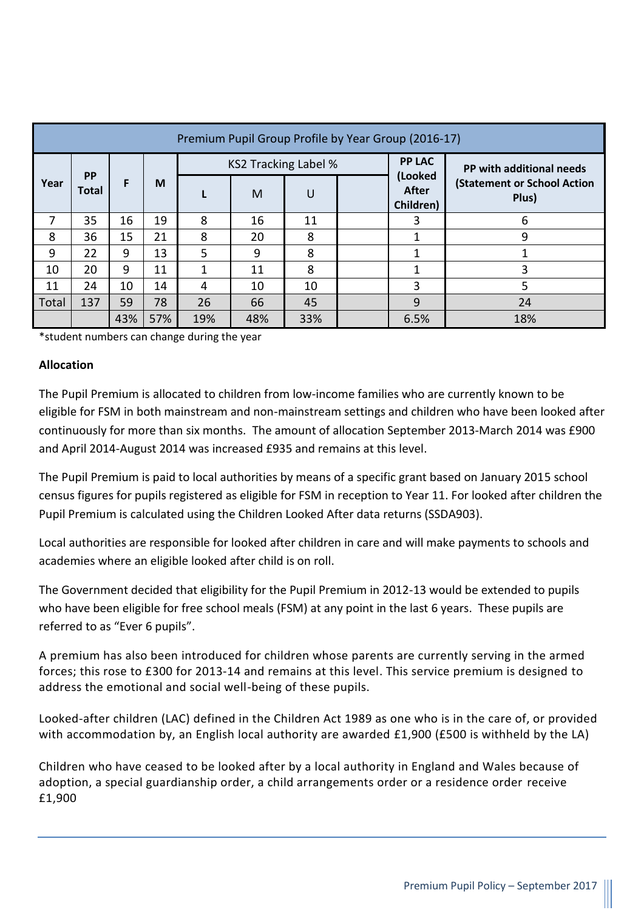| Premium Pupil Group Profile by Year Group (2016-17) | | | | | | | | | |
|---|---|---|---|---|---|---|---|---|---|
| Year | PP Total | F | M | KS2 Tracking Label % | | | | PP LAC (Looked After Children) | PP with additional needs (Statement or School Action Plus) |
| | | | | L | M | U | | | |
| 7 | 35 | 16 | 19 | 8 | 16 | 11 | | 3 | 6 |
| 8 | 36 | 15 | 21 | 8 | 20 | 8 | | 1 | 9 |
| 9 | 22 | 9 | 13 | 5 | 9 | 8 | | 1 | 1 |
| 10 | 20 | 9 | 11 | 1 | 11 | 8 | | 1 | 3 |
| 11 | 24 | 10 | 14 | 4 | 10 | 10 | | 3 | 5 |
| Total | 137 | 59 | 78 | 26 | 66 | 45 | | 9 | 24 |
| | | 43% | 57% | 19% | 48% | 33% | | 6.5% | 18% |

*student numbers can change during the year

**Allocation**

The Pupil Premium is allocated to children from low-income families who are currently known to be eligible for FSM in both mainstream and non-mainstream settings and children who have been looked after continuously for more than six months. The amount of allocation September 2013-March 2014 was £900 and April 2014-August 2014 was increased £935 and remains at this level.

The Pupil Premium is paid to local authorities by means of a specific grant based on January 2015 school census figures for pupils registered as eligible for FSM in reception to Year 11. For looked after children the Pupil Premium is calculated using the Children Looked After data returns (SSDA903).

Local authorities are responsible for looked after children in care and will make payments to schools and academies where an eligible looked after child is on roll.

The Government decided that eligibility for the Pupil Premium in 2012-13 would be extended to pupils who have been eligible for free school meals (FSM) at any point in the last 6 years. These pupils are referred to as "Ever 6 pupils".

A premium has also been introduced for children whose parents are currently serving in the armed forces; this rose to £300 for 2013-14 and remains at this level. This service premium is designed to address the emotional and social well-being of these pupils.

Looked-after children (LAC) defined in the Children Act 1989 as one who is in the care of, or provided with accommodation by, an English local authority are awarded £1,900 (£500 is withheld by the LA)

Children who have ceased to be looked after by a local authority in England and Wales because of adoption, a special guardianship order, a child arrangements order or a residence order receive £1,900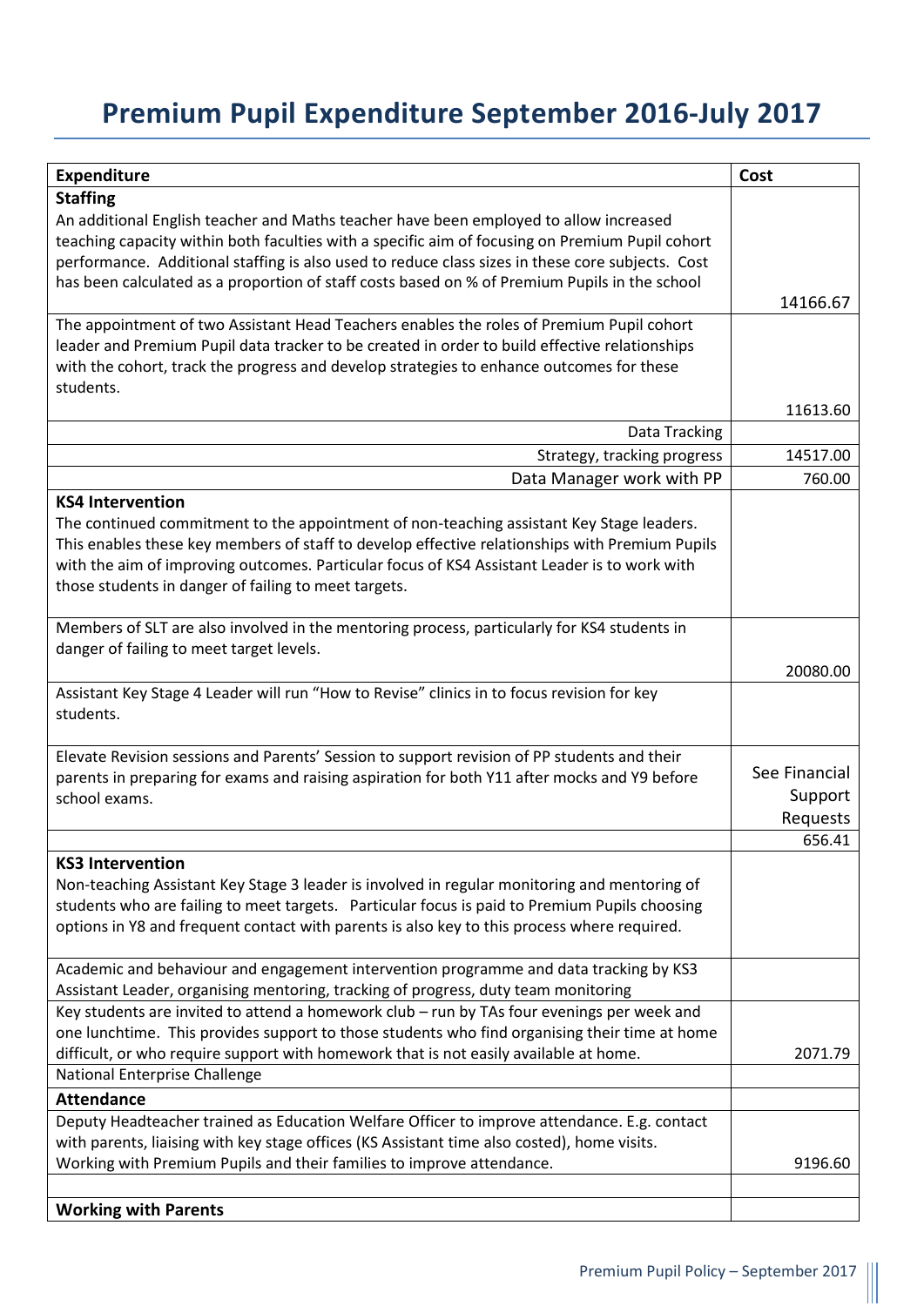# Premium Pupil Expenditure September 2016-July 2017

| Expenditure | Cost |
|---|---|
| **Staffing**<br>An additional English teacher and Maths teacher have been employed to allow increased teaching capacity within both faculties with a specific aim of focusing on Premium Pupil cohort performance. Additional staffing is also used to reduce class sizes in these core subjects. Cost has been calculated as a proportion of staff costs based on % of Premium Pupils in the school | 14166.67 |
| The appointment of two Assistant Head Teachers enables the roles of Premium Pupil cohort leader and Premium Pupil data tracker to be created in order to build effective relationships with the cohort, track the progress and develop strategies to enhance outcomes for these students. | 11613.60 |
| Data Tracking | |
| Strategy, tracking progress | 14517.00 |
| Data Manager work with PP | 760.00 |
| **KS4 Intervention**<br>The continued commitment to the appointment of non-teaching assistant Key Stage leaders. This enables these key members of staff to develop effective relationships with Premium Pupils with the aim of improving outcomes. Particular focus of KS4 Assistant Leader is to work with those students in danger of failing to meet targets. | |
| Members of SLT are also involved in the mentoring process, particularly for KS4 students in danger of failing to meet target levels. | 20080.00 |
| Assistant Key Stage 4 Leader will run "How to Revise" clinics in to focus revision for key students. | |
| Elevate Revision sessions and Parents' Session to support revision of PP students and their parents in preparing for exams and raising aspiration for both Y11 after mocks and Y9 before school exams. | See Financial Support Requests |
| | 656.41 |
| **KS3 Intervention**<br>Non-teaching Assistant Key Stage 3 leader is involved in regular monitoring and mentoring of students who are failing to meet targets. Particular focus is paid to Premium Pupils choosing options in Y8 and frequent contact with parents is also key to this process where required. | |
| Academic and behaviour and engagement intervention programme and data tracking by KS3 Assistant Leader, organising mentoring, tracking of progress, duty team monitoring | |
| Key students are invited to attend a homework club – run by TAs four evenings per week and one lunchtime. This provides support to those students who find organising their time at home difficult, or who require support with homework that is not easily available at home. | 2071.79 |
| National Enterprise Challenge | |
| **Attendance** | |
| Deputy Headteacher trained as Education Welfare Officer to improve attendance. E.g. contact with parents, liaising with key stage offices (KS Assistant time also costed), home visits. Working with Premium Pupils and their families to improve attendance. | 9196.60 |
| | |
| **Working with Parents** | |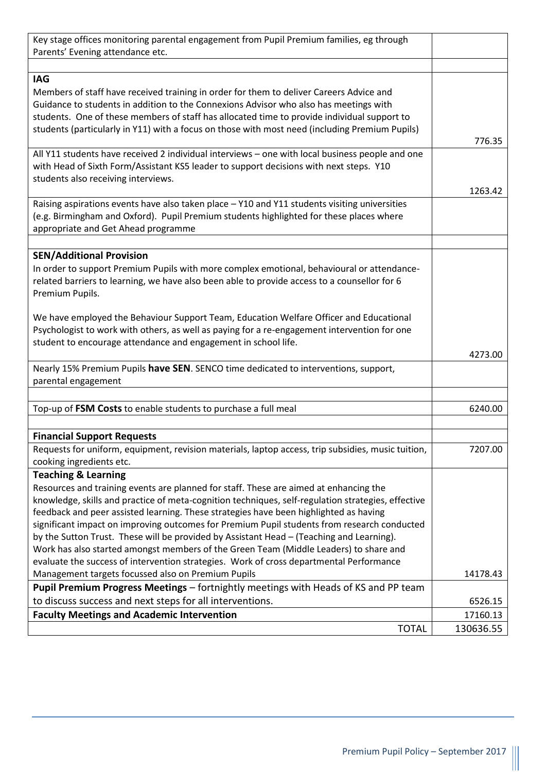| | |
|---|---|
| Key stage offices monitoring parental engagement from Pupil Premium families, eg through Parents' Evening attendance etc. | |
| | |
| **IAG**<br>Members of staff have received training in order for them to deliver Careers Advice and Guidance to students in addition to the Connexions Advisor who also has meetings with students. One of these members of staff has allocated time to provide individual support to students (particularly in Y11) with a focus on those with most need (including Premium Pupils) | 776.35 |
| All Y11 students have received 2 individual interviews – one with local business people and one with Head of Sixth Form/Assistant KS5 leader to support decisions with next steps. Y10 students also receiving interviews. | 1263.42 |
| Raising aspirations events have also taken place – Y10 and Y11 students visiting universities (e.g. Birmingham and Oxford). Pupil Premium students highlighted for these places where appropriate and Get Ahead programme | |
| | |
| **SEN/Additional Provision**<br>In order to support Premium Pupils with more complex emotional, behavioural or attendance-related barriers to learning, we have also been able to provide access to a counsellor for 6 Premium Pupils.<br><br>We have employed the Behaviour Support Team, Education Welfare Officer and Educational Psychologist to work with others, as well as paying for a re-engagement intervention for one student to encourage attendance and engagement in school life. | 4273.00 |
| Nearly 15% Premium Pupils **have SEN**. SENCO time dedicated to interventions, support, parental engagement | |
| | |
| Top-up of **FSM Costs** to enable students to purchase a full meal | 6240.00 |
| | |
| **Financial Support Requests** | |
| Requests for uniform, equipment, revision materials, laptop access, trip subsidies, music tuition, cooking ingredients etc. | 7207.00 |
| **Teaching & Learning**<br>Resources and training events are planned for staff. These are aimed at enhancing the knowledge, skills and practice of meta-cognition techniques, self-regulation strategies, effective feedback and peer assisted learning. These strategies have been highlighted as having significant impact on improving outcomes for Premium Pupil students from research conducted by the Sutton Trust. These will be provided by Assistant Head – (Teaching and Learning).<br>Work has also started amongst members of the Green Team (Middle Leaders) to share and evaluate the success of intervention strategies. Work of cross departmental Performance Management targets focussed also on Premium Pupils | 14178.43 |
| **Pupil Premium Progress Meetings** – fortnightly meetings with Heads of KS and PP team to discuss success and next steps for all interventions. | 6526.15 |
| **Faculty Meetings and Academic Intervention** | 17160.13 |
| TOTAL | 130636.55 |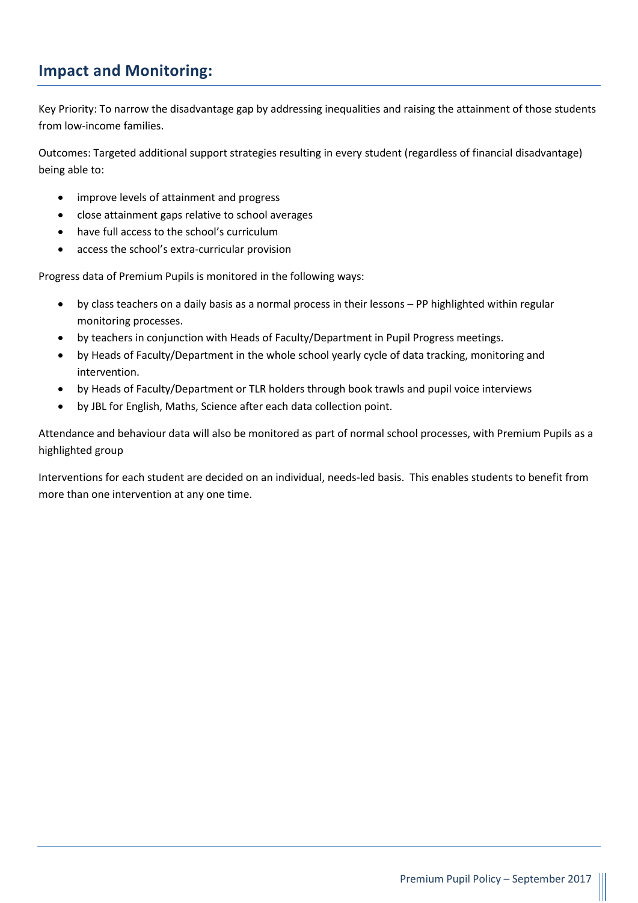## Impact and Monitoring:

Key Priority: To narrow the disadvantage gap by addressing inequalities and raising the attainment of those students from low-income families.

Outcomes: Targeted additional support strategies resulting in every student (regardless of financial disadvantage) being able to:

- improve levels of attainment and progress
- close attainment gaps relative to school averages
- have full access to the school's curriculum
- access the school's extra-curricular provision

Progress data of Premium Pupils is monitored in the following ways:

- by class teachers on a daily basis as a normal process in their lessons – PP highlighted within regular monitoring processes.
- by teachers in conjunction with Heads of Faculty/Department in Pupil Progress meetings.
- by Heads of Faculty/Department in the whole school yearly cycle of data tracking, monitoring and intervention.
- by Heads of Faculty/Department or TLR holders through book trawls and pupil voice interviews
- by JBL for English, Maths, Science after each data collection point.

Attendance and behaviour data will also be monitored as part of normal school processes, with Premium Pupils as a highlighted group

Interventions for each student are decided on an individual, needs-led basis. This enables students to benefit from more than one intervention at any one time.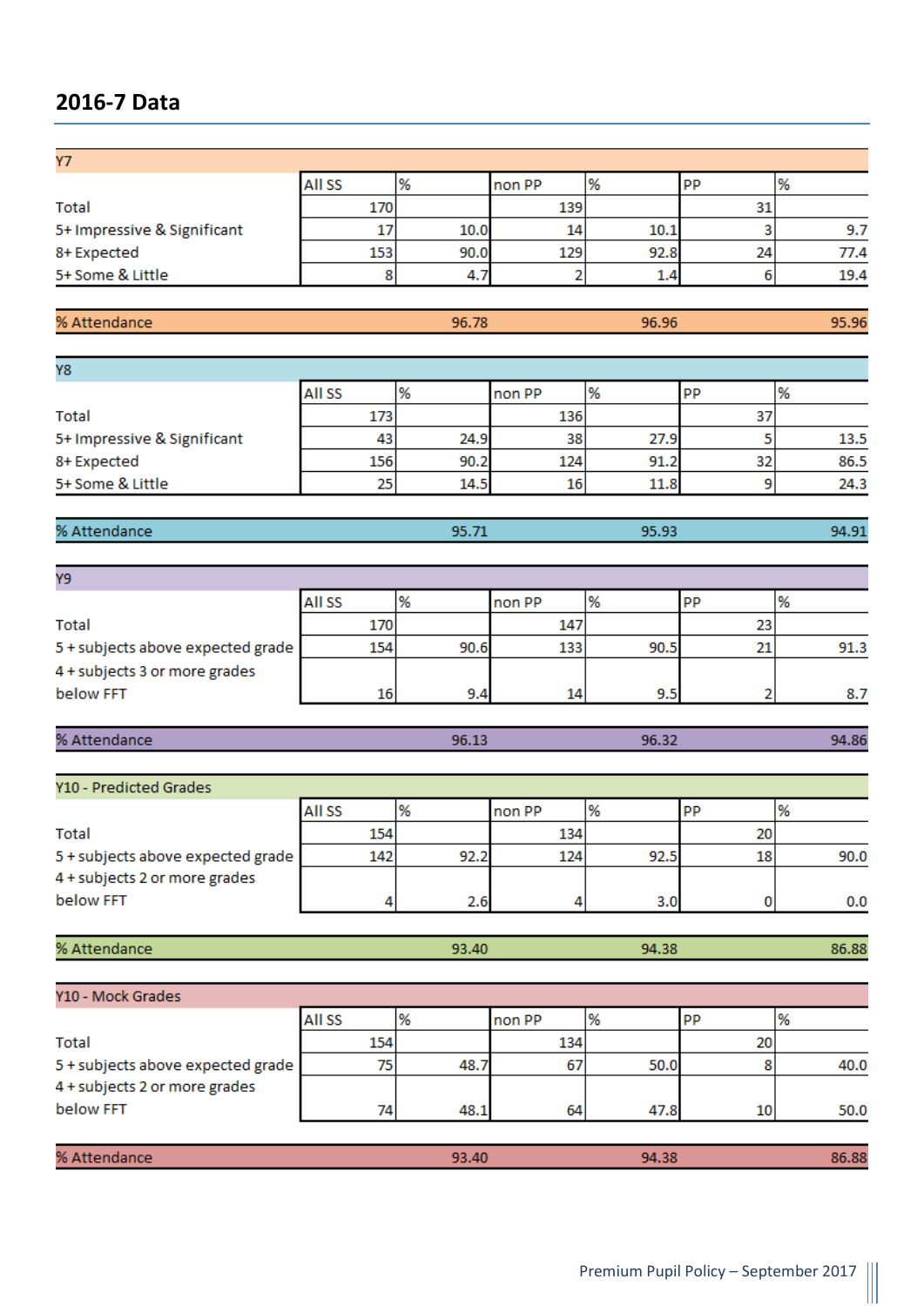## 2016-7 Data

| Y7 | All SS | % | non PP | % | PP | % |
|---|---|---|---|---|---|---|
| Total | 170 | | 139 | | 31 | |
| 5+ Impressive & Significant | 17 | 10.0 | 14 | 10.1 | 3 | 9.7 |
| 8+ Expected | 153 | 90.0 | 129 | 92.8 | 24 | 77.4 |
| 5+ Some & Little | 8 | 4.7 | 2 | 1.4 | 6 | 19.4 |
| % Attendance | | 96.78 | | 96.96 | | 95.96 |

| Y8 | All SS | % | non PP | % | PP | % |
|---|---|---|---|---|---|---|
| Total | 173 | | 136 | | 37 | |
| 5+ Impressive & Significant | 43 | 24.9 | 38 | 27.9 | 5 | 13.5 |
| 8+ Expected | 156 | 90.2 | 124 | 91.2 | 32 | 86.5 |
| 5+ Some & Little | 25 | 14.5 | 16 | 11.8 | 9 | 24.3 |
| % Attendance | | 95.71 | | 95.93 | | 94.91 |

| Y9 | All SS | % | non PP | % | PP | % |
|---|---|---|---|---|---|---|
| Total | 170 | | 147 | | 23 | |
| 5 + subjects above expected grade | 154 | 90.6 | 133 | 90.5 | 21 | 91.3 |
| 4 + subjects 3 or more grades below FFT | 16 | 9.4 | 14 | 9.5 | 2 | 8.7 |
| % Attendance | | 96.13 | | 96.32 | | 94.86 |

| Y10 - Predicted Grades | All SS | % | non PP | % | PP | % |
|---|---|---|---|---|---|---|
| Total | 154 | | 134 | | 20 | |
| 5 + subjects above expected grade | 142 | 92.2 | 124 | 92.5 | 18 | 90.0 |
| 4 + subjects 2 or more grades below FFT | 4 | 2.6 | 4 | 3.0 | 0 | 0.0 |
| % Attendance | | 93.40 | | 94.38 | | 86.88 |

| Y10 - Mock Grades | All SS | % | non PP | % | PP | % |
|---|---|---|---|---|---|---|
| Total | 154 | | 134 | | 20 | |
| 5 + subjects above expected grade | 75 | 48.7 | 67 | 50.0 | 8 | 40.0 |
| 4 + subjects 2 or more grades below FFT | 74 | 48.1 | 64 | 47.8 | 10 | 50.0 |
| % Attendance | | 93.40 | | 94.38 | | 86.88 |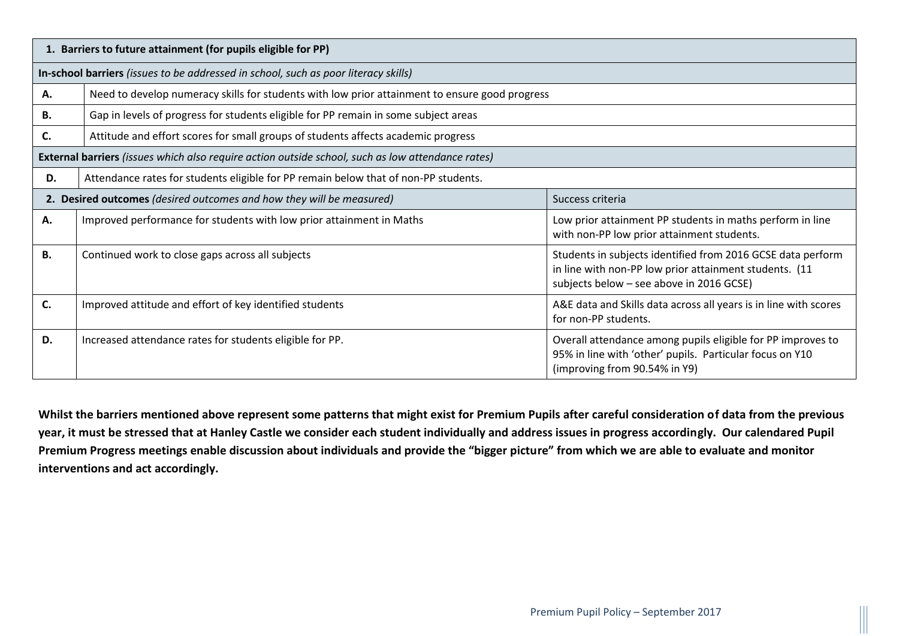| **1. Barriers to future attainment (for pupils eligible for PP)** | |
|---|---|
| **In-school barriers** *(issues to be addressed in school, such as poor literacy skills)* | |
| **A.** | Need to develop numeracy skills for students with low prior attainment to ensure good progress |
| **B.** | Gap in levels of progress for students eligible for PP remain in some subject areas |
| **C.** | Attitude and effort scores for small groups of students affects academic progress |
| **External barriers** *(issues which also require action outside school, such as low attendance rates)* | |
| **D.** | Attendance rates for students eligible for PP remain below that of non-PP students. |

| | **2. Desired outcomes** *(desired outcomes and how they will be measured)* | Success criteria |
|---|---|---|
| **A.** | Improved performance for students with low prior attainment in Maths | Low prior attainment PP students in maths perform in line with non-PP low prior attainment students. |
| **B.** | Continued work to close gaps across all subjects | Students in subjects identified from 2016 GCSE data perform in line with non-PP low prior attainment students. (11 subjects below – see above in 2016 GCSE) |
| **C.** | Improved attitude and effort of key identified students | A&E data and Skills data across all years is in line with scores for non-PP students. |
| **D.** | Increased attendance rates for students eligible for PP. | Overall attendance among pupils eligible for PP improves to 95% in line with 'other' pupils. Particular focus on Y10 (improving from 90.54% in Y9) |

**Whilst the barriers mentioned above represent some patterns that might exist for Premium Pupils after careful consideration of data from the previous year, it must be stressed that at Hanley Castle we consider each student individually and address issues in progress accordingly. Our calendared Pupil Premium Progress meetings enable discussion about individuals and provide the "bigger picture" from which we are able to evaluate and monitor interventions and act accordingly.**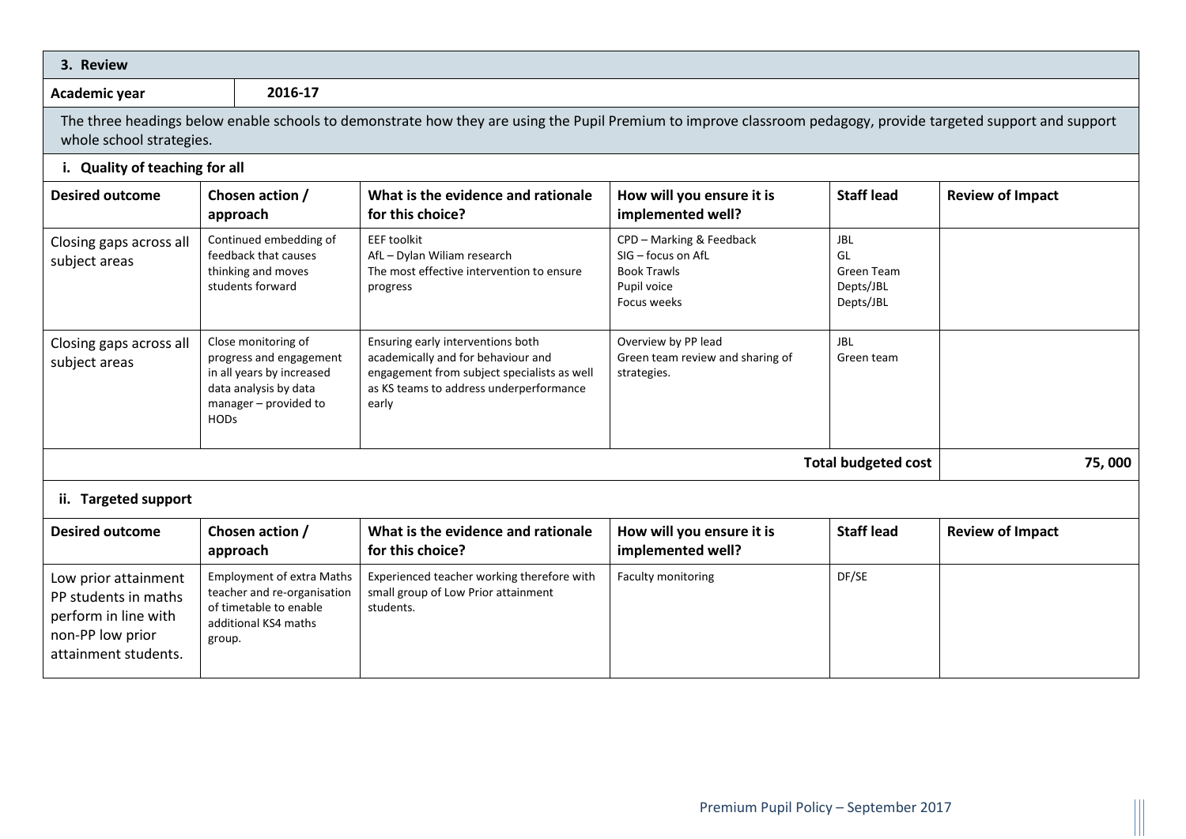## 3. Review

| Academic year | 2016-17 |
|---|---|

The three headings below enable schools to demonstrate how they are using the Pupil Premium to improve classroom pedagogy, provide targeted support and support whole school strategies.

### i. Quality of teaching for all

| Desired outcome | Chosen action / approach | What is the evidence and rationale for this choice? | How will you ensure it is implemented well? | Staff lead | Review of Impact |
|---|---|---|---|---|---|
| Closing gaps across all subject areas | Continued embedding of feedback that causes thinking and moves students forward | EEF toolkit<br>AfL – Dylan Wiliam research<br>The most effective intervention to ensure progress | CPD – Marking & Feedback<br>SIG – focus on AfL<br>Book Trawls<br>Pupil voice<br>Focus weeks | JBL<br>GL<br>Green Team<br>Depts/JBL<br>Depts/JBL | |
| Closing gaps across all subject areas | Close monitoring of progress and engagement in all years by increased data analysis by data manager – provided to HODs | Ensuring early interventions both academically and for behaviour and engagement from subject specialists as well as KS teams to address underperformance early | Overview by PP lead<br>Green team review and sharing of strategies. | JBL<br>Green team | |
| | | | | Total budgeted cost | 75, 000 |

### ii. Targeted support

| Desired outcome | Chosen action / approach | What is the evidence and rationale for this choice? | How will you ensure it is implemented well? | Staff lead | Review of Impact |
|---|---|---|---|---|---|
| Low prior attainment PP students in maths perform in line with non-PP low prior attainment students. | Employment of extra Maths teacher and re-organisation of timetable to enable additional KS4 maths group. | Experienced teacher working therefore with small group of Low Prior attainment students. | Faculty monitoring | DF/SE | |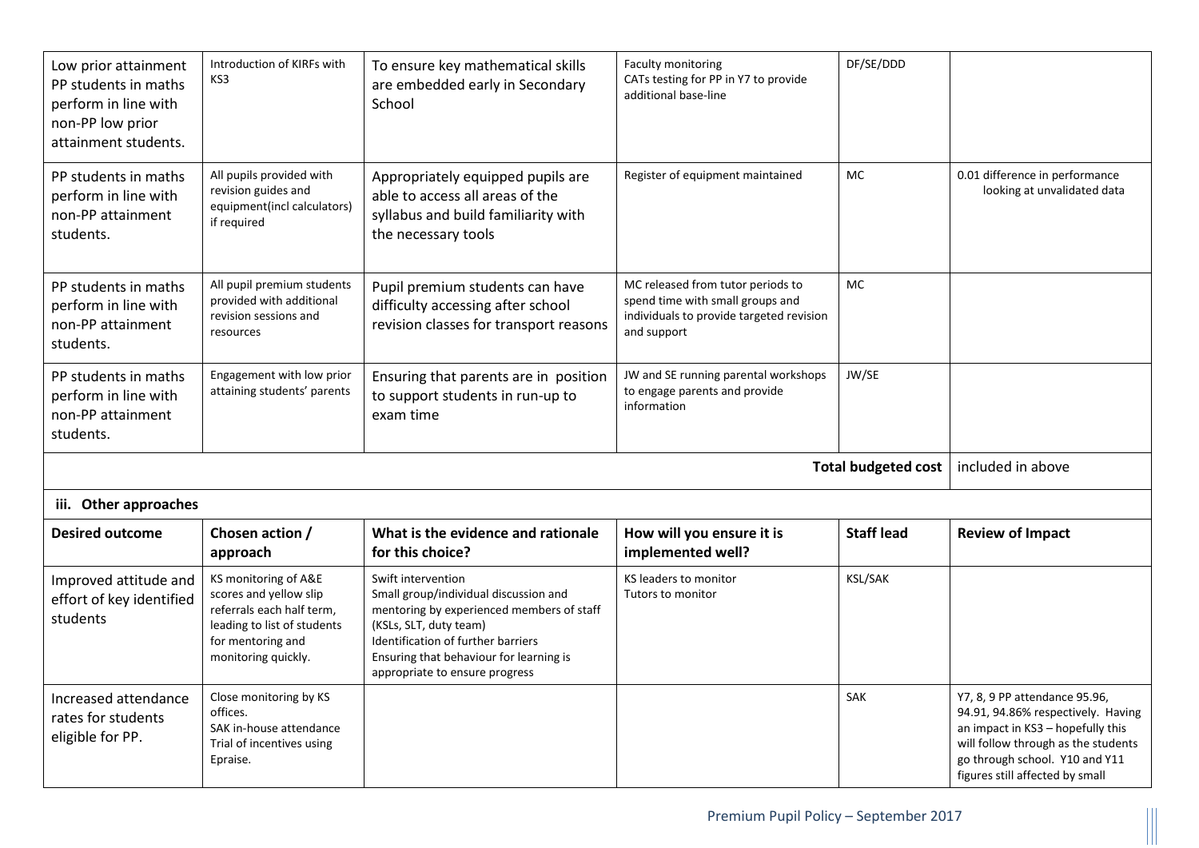| | | | | | |
|---|---|---|---|---|---|
| Low prior attainment PP students in maths perform in line with non-PP low prior attainment students. | Introduction of KIRFs with KS3 | To ensure key mathematical skills are embedded early in Secondary School | Faculty monitoring<br>CATs testing for PP in Y7 to provide additional base-line | DF/SE/DDD | |
| PP students in maths perform in line with non-PP attainment students. | All pupils provided with revision guides and equipment(incl calculators) if required | Appropriately equipped pupils are able to access all areas of the syllabus and build familiarity with the necessary tools | Register of equipment maintained | MC | 0.01 difference in performance looking at unvalidated data |
| PP students in maths perform in line with non-PP attainment students. | All pupil premium students provided with additional revision sessions and resources | Pupil premium students can have difficulty accessing after school revision classes for transport reasons | MC released from tutor periods to spend time with small groups and individuals to provide targeted revision and support | MC | |
| PP students in maths perform in line with non-PP attainment students. | Engagement with low prior attaining students' parents | Ensuring that parents are in position to support students in run-up to exam time | JW and SE running parental workshops to engage parents and provide information | JW/SE | |
| | | | | **Total budgeted cost** | included in above |

**iii. Other approaches**

| Desired outcome | Chosen action / approach | What is the evidence and rationale for this choice? | How will you ensure it is implemented well? | Staff lead | Review of Impact |
|---|---|---|---|---|---|
| Improved attitude and effort of key identified students | KS monitoring of A&E scores and yellow slip referrals each half term, leading to list of students for mentoring and monitoring quickly. | Swift intervention<br>Small group/individual discussion and mentoring by experienced members of staff (KSLs, SLT, duty team)<br>Identification of further barriers<br>Ensuring that behaviour for learning is appropriate to ensure progress | KS leaders to monitor<br>Tutors to monitor | KSL/SAK | |
| Increased attendance rates for students eligible for PP. | Close monitoring by KS offices.<br>SAK in-house attendance<br>Trial of incentives using Epraise. | | | SAK | Y7, 8, 9 PP attendance 95.96, 94.91, 94.86% respectively. Having an impact in KS3 – hopefully this will follow through as the students go through school. Y10 and Y11 figures still affected by small |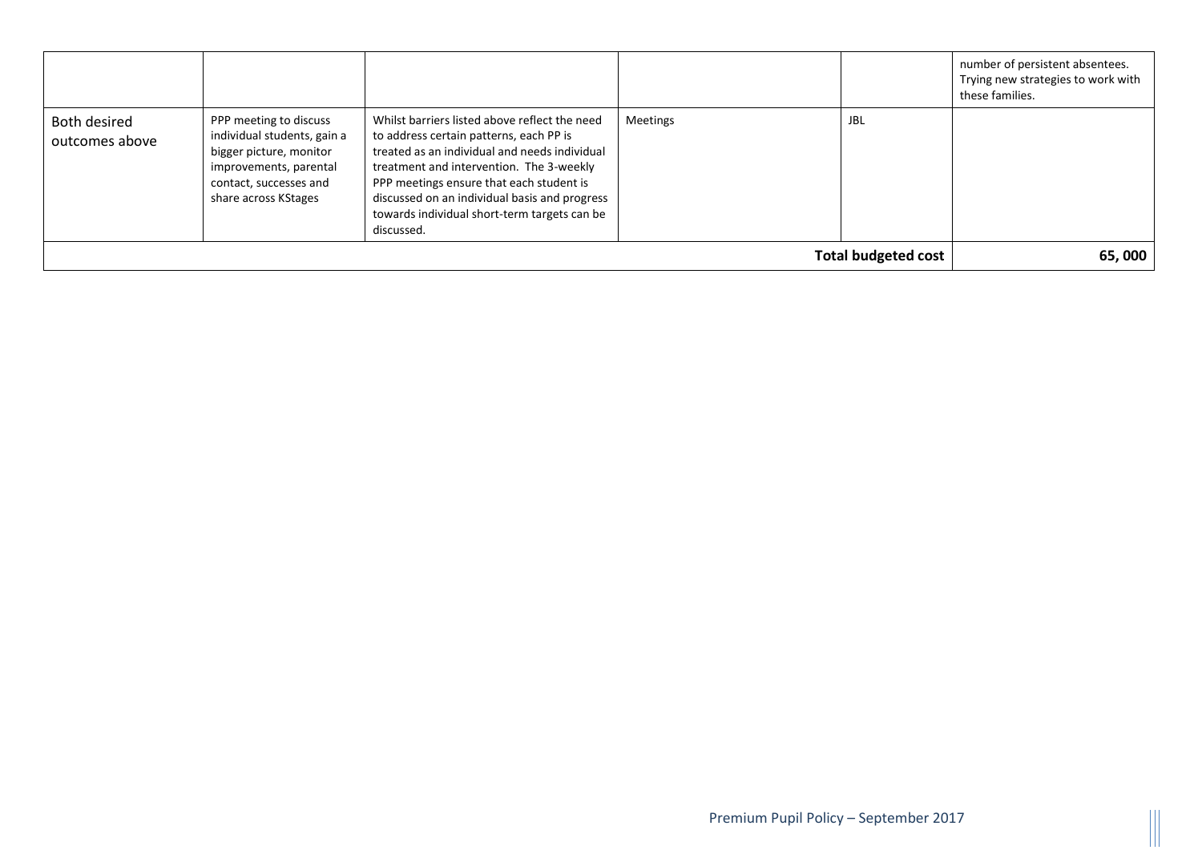| | | | | | |
|---|---|---|---|---|---|
| | | | | | number of persistent absentees. Trying new strategies to work with these families. |
| Both desired outcomes above | PPP meeting to discuss individual students, gain a bigger picture, monitor improvements, parental contact, successes and share across KStages | Whilst barriers listed above reflect the need to address certain patterns, each PP is treated as an individual and needs individual treatment and intervention. The 3-weekly PPP meetings ensure that each student is discussed on an individual basis and progress towards individual short-term targets can be discussed. | Meetings | JBL | |
| | | | | **Total budgeted cost** | **65, 000** |